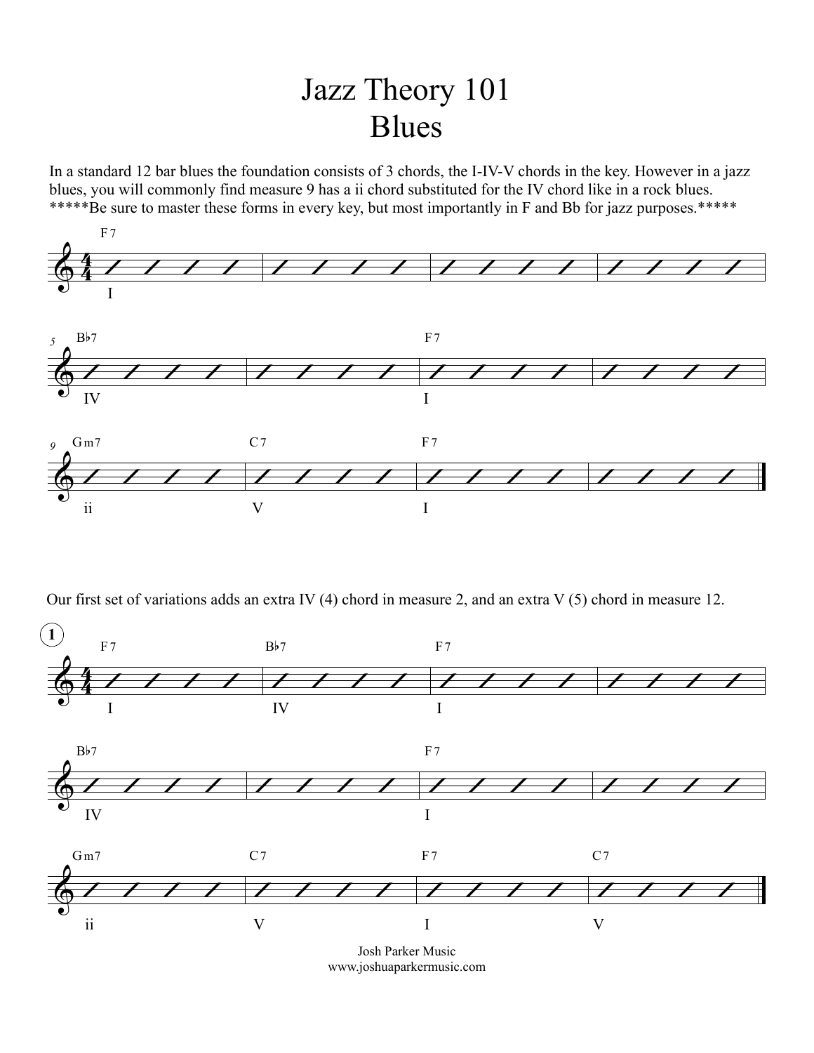# Jazz Theory 101
## Blues

In a standard 12 bar blues the foundation consists of 3 chords, the I-IV-V chords in the key. However in a jazz blues, you will commonly find measure 9 has a ii chord substituted for the IV chord like in a rock blues.
*****Be sure to master these forms in every key, but most importantly in F and Bb for jazz purposes.*****

| Measure | 1 | 2 | 3 | 4 |
|---|---|---|---|---|
| Chord | F7 | | | |
| Numeral | I | | | |

| Measure | 5 | 6 | 7 | 8 |
|---|---|---|---|---|
| Chord | B♭7 | | F7 | |
| Numeral | IV | | I | |

| Measure | 9 | 10 | 11 | 12 |
|---|---|---|---|---|
| Chord | Gm7 | C7 | F7 | |
| Numeral | ii | V | I | |

Our first set of variations adds an extra IV (4) chord in measure 2, and an extra V (5) chord in measure 12.

**1**

| Measure | 1 | 2 | 3 | 4 |
|---|---|---|---|---|
| Chord | F7 | B♭7 | F7 | |
| Numeral | I | IV | I | |

| Measure | 5 | 6 | 7 | 8 |
|---|---|---|---|---|
| Chord | B♭7 | | F7 | |
| Numeral | IV | | I | |

| Measure | 9 | 10 | 11 | 12 |
|---|---|---|---|---|
| Chord | Gm7 | C7 | F7 | C7 |
| Numeral | ii | V | I | V |

Josh Parker Music
www.joshuaparkermusic.com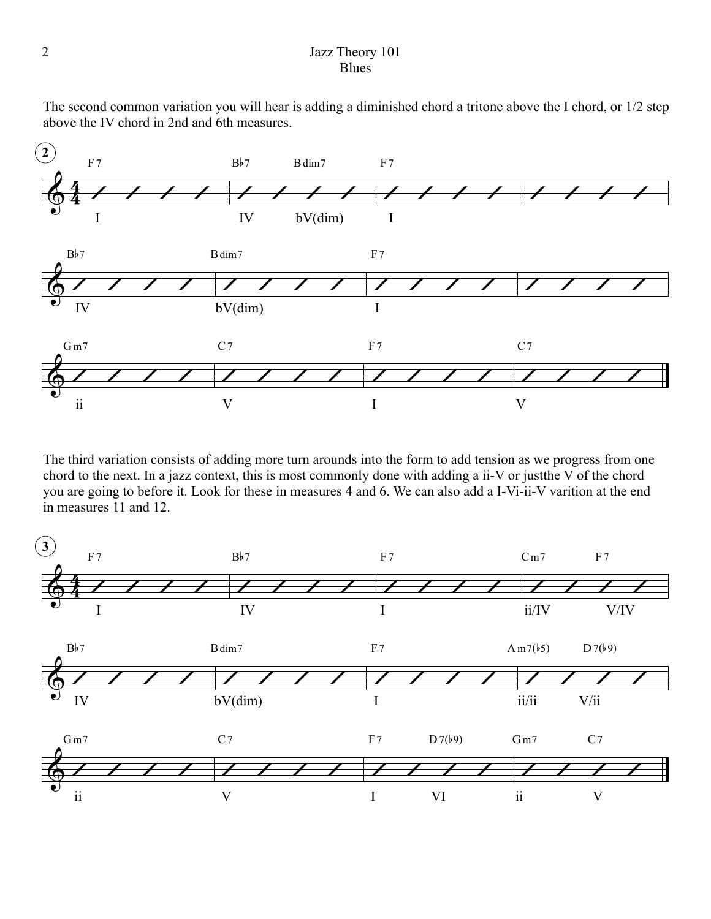The second common variation you will hear is adding a diminished chord a tritone above the I chord, or 1/2 step above the IV chord in 2nd and 6th measures.

**2**

| Measure 1 | Measure 2 | Measure 3 | Measure 4 |
|---|---|---|---|
| F7 (I) | B♭7 (IV) B dim7 (bV(dim)) | F7 (I) | |
| B♭7 (IV) | B dim7 (bV(dim)) | F7 (I) | |
| Gm7 (ii) | C7 (V) | F7 (I) | C7 (V) |

The third variation consists of adding more turn arounds into the form to add tension as we progress from one chord to the next. In a jazz context, this is most commonly done with adding a ii-V or justthe V of the chord you are going to before it. Look for these in measures 4 and 6. We can also add a I-Vi-ii-V varition at the end in measures 11 and 12.

**3**

| Measure 1 | Measure 2 | Measure 3 | Measure 4 |
|---|---|---|---|
| F7 (I) | B♭7 (IV) | F7 (I) | Cm7 (ii/IV) F7 (V/IV) |
| B♭7 (IV) | B dim7 (bV(dim)) | F7 (I) | Am7(♭5) (ii/ii) D7(♭9) (V/ii) |
| Gm7 (ii) | C7 (V) | F7 (I) D7(♭9) (VI) | Gm7 (ii) C7 (V) |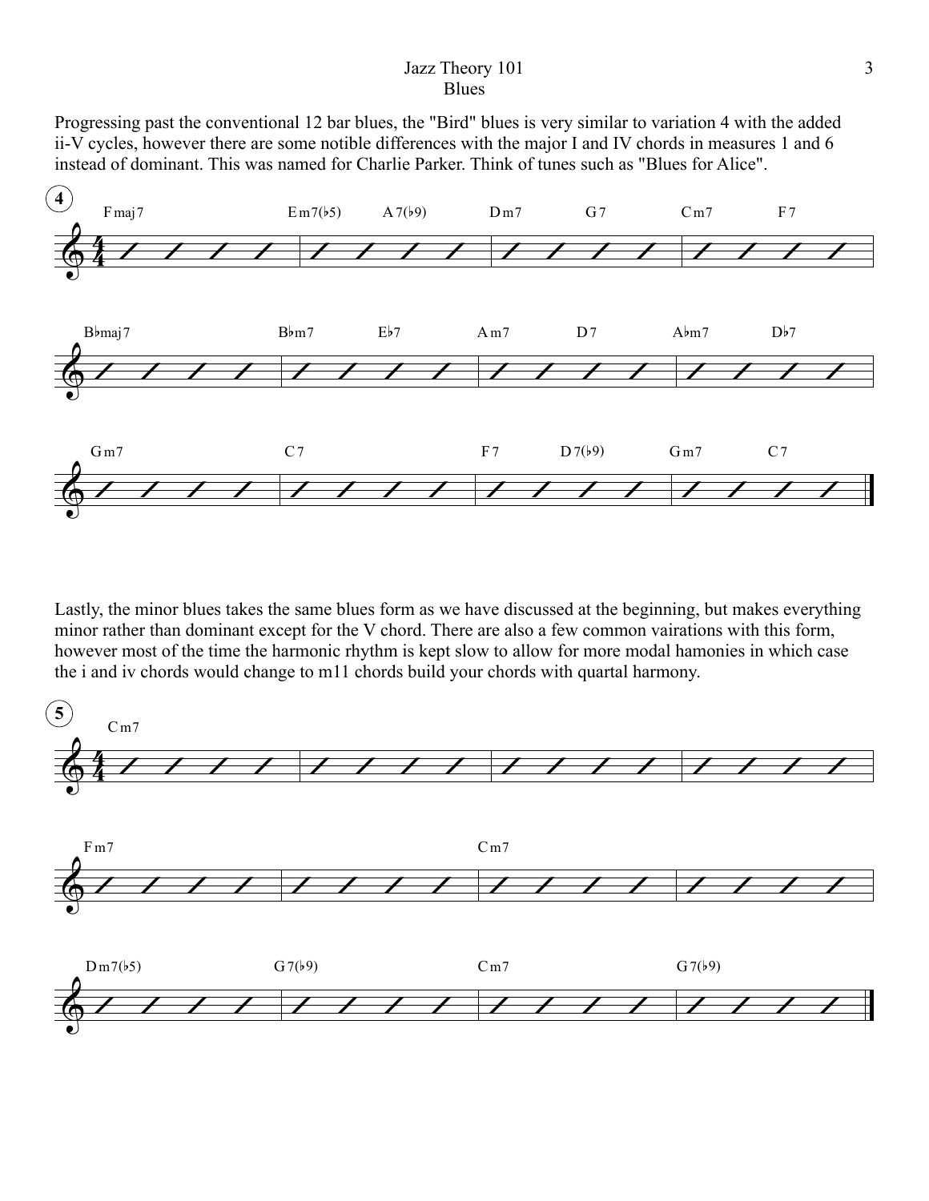Progressing past the conventional 12 bar blues, the "Bird" blues is very similar to variation 4 with the added ii-V cycles, however there are some notible differences with the major I and IV chords in measures 1 and 6 instead of dominant. This was named for Charlie Parker. Think of tunes such as "Blues for Alice".

**4**

Fmaj7 | Em7(♭5) A7(♭9) | Dm7 G7 | Cm7 F7

B♭maj7 | B♭m7 E♭7 | Am7 D7 | A♭m7 D♭7

Gm7 | C7 | F7 D7(♭9) | Gm7 C7

Lastly, the minor blues takes the same blues form as we have discussed at the beginning, but makes everything minor rather than dominant except for the V chord. There are also a few common vairations with this form, however most of the time the harmonic rhythm is kept slow to allow for more modal hamonies in which case the i and iv chords would change to m11 chords build your chords with quartal harmony.

**5**

Cm7 | | |

Fm7 | | Cm7 |

Dm7(♭5) | G7(♭9) | Cm7 | G7(♭9)